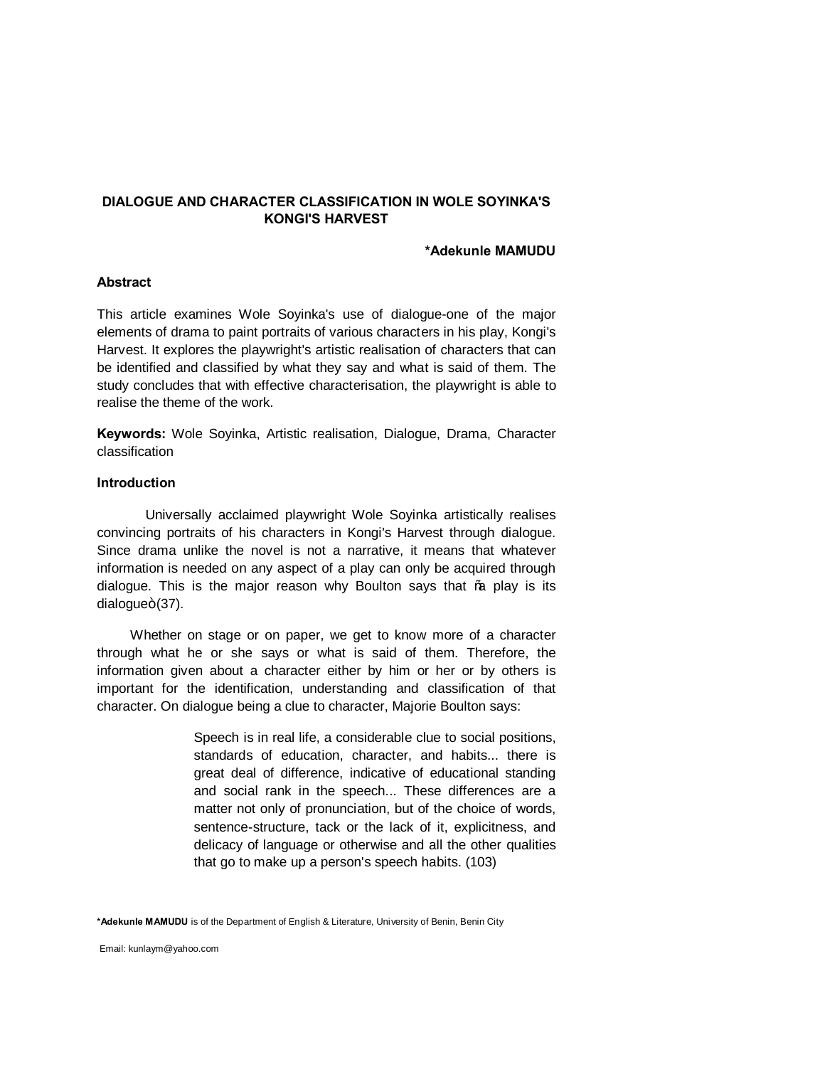# DIALOGUE AND CHARACTER CLASSIFICATION IN WOLE SOYINKA'S KONGI'S HARVEST

**\*Adekunle MAMUDU**

## Abstract

This article examines Wole Soyinka's use of dialogue-one of the major elements of drama to paint portraits of various characters in his play, Kongi's Harvest. It explores the playwright's artistic realisation of characters that can be identified and classified by what they say and what is said of them. The study concludes that with effective characterisation, the playwright is able to realise the theme of the work.

**Keywords:** Wole Soyinka, Artistic realisation, Dialogue, Drama, Character classification

## Introduction

Universally acclaimed playwright Wole Soyinka artistically realises convincing portraits of his characters in Kongi's Harvest through dialogue. Since drama unlike the novel is not a narrative, it means that whatever information is needed on any aspect of a play can only be acquired through dialogue. This is the major reason why Boulton says that "a play is its dialogue"(37).

Whether on stage or on paper, we get to know more of a character through what he or she says or what is said of them. Therefore, the information given about a character either by him or her or by others is important for the identification, understanding and classification of that character. On dialogue being a clue to character, Majorie Boulton says:

> Speech is in real life, a considerable clue to social positions, standards of education, character, and habits... there is great deal of difference, indicative of educational standing and social rank in the speech... These differences are a matter not only of pronunciation, but of the choice of words, sentence-structure, tack or the lack of it, explicitness, and delicacy of language or otherwise and all the other qualities that go to make up a person's speech habits. (103)

**\*Adekunle MAMUDU** is of the Department of English & Literature, University of Benin, Benin City

Email: kunlaym@yahoo.com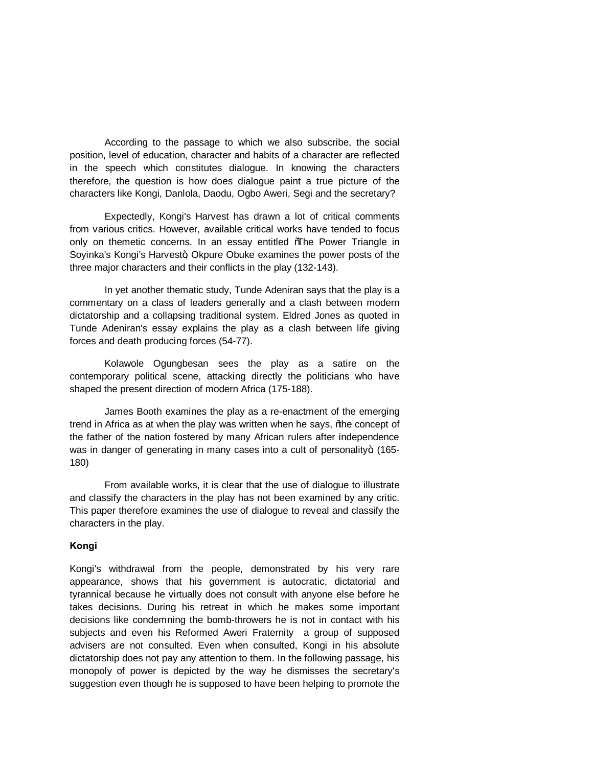According to the passage to which we also subscribe, the social position, level of education, character and habits of a character are reflected in the speech which constitutes dialogue. In knowing the characters therefore, the question is how does dialogue paint a true picture of the characters like Kongi, Danlola, Daodu, Ogbo Aweri, Segi and the secretary?

Expectedly, Kongi's Harvest has drawn a lot of critical comments from various critics. However, available critical works have tended to focus only on themetic concerns. In an essay entitled "The Power Triangle in Soyinka's Kongi's Harvest", Okpure Obuke examines the power posts of the three major characters and their conflicts in the play (132-143).

In yet another thematic study, Tunde Adeniran says that the play is a commentary on a class of leaders generally and a clash between modern dictatorship and a collapsing traditional system. Eldred Jones as quoted in Tunde Adeniran's essay explains the play as a clash between life giving forces and death producing forces (54-77).

Kolawole Ogungbesan sees the play as a satire on the contemporary political scene, attacking directly the politicians who have shaped the present direction of modern Africa (175-188).

James Booth examines the play as a re-enactment of the emerging trend in Africa as at when the play was written when he says, "the concept of the father of the nation fostered by many African rulers after independence was in danger of generating in many cases into a cult of personality" (165-180)

From available works, it is clear that the use of dialogue to illustrate and classify the characters in the play has not been examined by any critic. This paper therefore examines the use of dialogue to reveal and classify the characters in the play.

**Kongi**

Kongi's withdrawal from the people, demonstrated by his very rare appearance, shows that his government is autocratic, dictatorial and tyrannical because he virtually does not consult with anyone else before he takes decisions. During his retreat in which he makes some important decisions like condemning the bomb-throwers he is not in contact with his subjects and even his Reformed Aweri Fraternity a group of supposed advisers are not consulted. Even when consulted, Kongi in his absolute dictatorship does not pay any attention to them. In the following passage, his monopoly of power is depicted by the way he dismisses the secretary's suggestion even though he is supposed to have been helping to promote the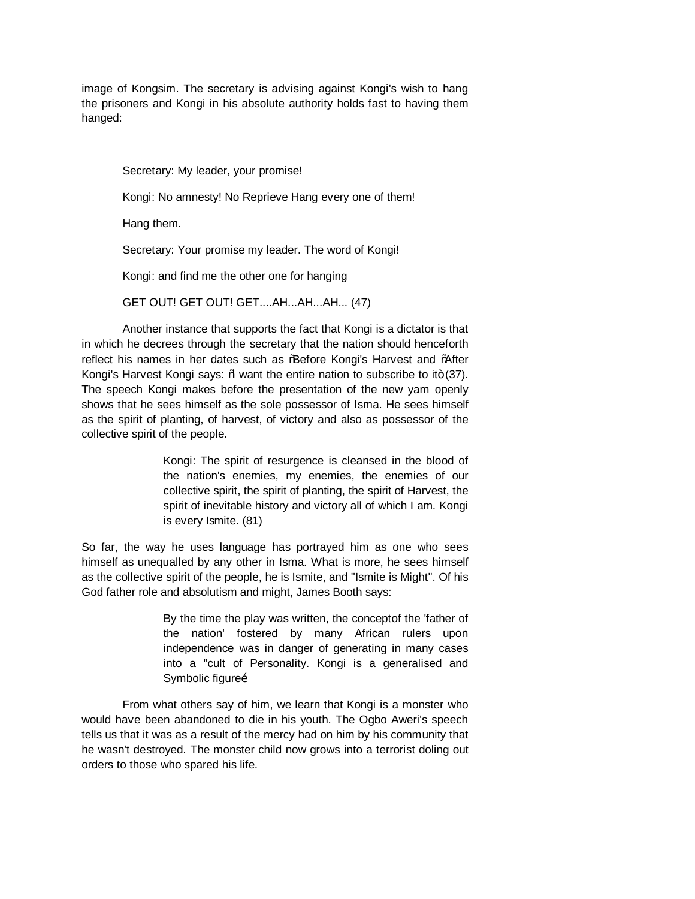image of Kongsim. The secretary is advising against Kongi's wish to hang the prisoners and Kongi in his absolute authority holds fast to having them hanged:

> Secretary: My leader, your promise!
>
> Kongi: No amnesty! No Reprieve Hang every one of them!
>
> Hang them.
>
> Secretary: Your promise my leader. The word of Kongi!
>
> Kongi: and find me the other one for hanging
>
> GET OUT! GET OUT! GET....AH...AH...AH... (47)

Another instance that supports the fact that Kongi is a dictator is that in which he decrees through the secretary that the nation should henceforth reflect his names in her dates such as "Before Kongi's Harvest and "After Kongi's Harvest Kongi says: "I want the entire nation to subscribe to it" (37). The speech Kongi makes before the presentation of the new yam openly shows that he sees himself as the sole possessor of Isma. He sees himself as the spirit of planting, of harvest, of victory and also as possessor of the collective spirit of the people.

> Kongi: The spirit of resurgence is cleansed in the blood of the nation's enemies, my enemies, the enemies of our collective spirit, the spirit of planting, the spirit of Harvest, the spirit of inevitable history and victory all of which I am. Kongi is every Ismite. (81)

So far, the way he uses language has portrayed him as one who sees himself as unequalled by any other in Isma. What is more, he sees himself as the collective spirit of the people, he is Ismite, and "Ismite is Might". Of his God father role and absolutism and might, James Booth says:

> By the time the play was written, the conceptof the 'father of the nation' fostered by many African rulers upon independence was in danger of generating in many cases into a "cult of Personality. Kongi is a generalised and Symbolic figure…

From what others say of him, we learn that Kongi is a monster who would have been abandoned to die in his youth. The Ogbo Aweri's speech tells us that it was as a result of the mercy had on him by his community that he wasn't destroyed. The monster child now grows into a terrorist doling out orders to those who spared his life.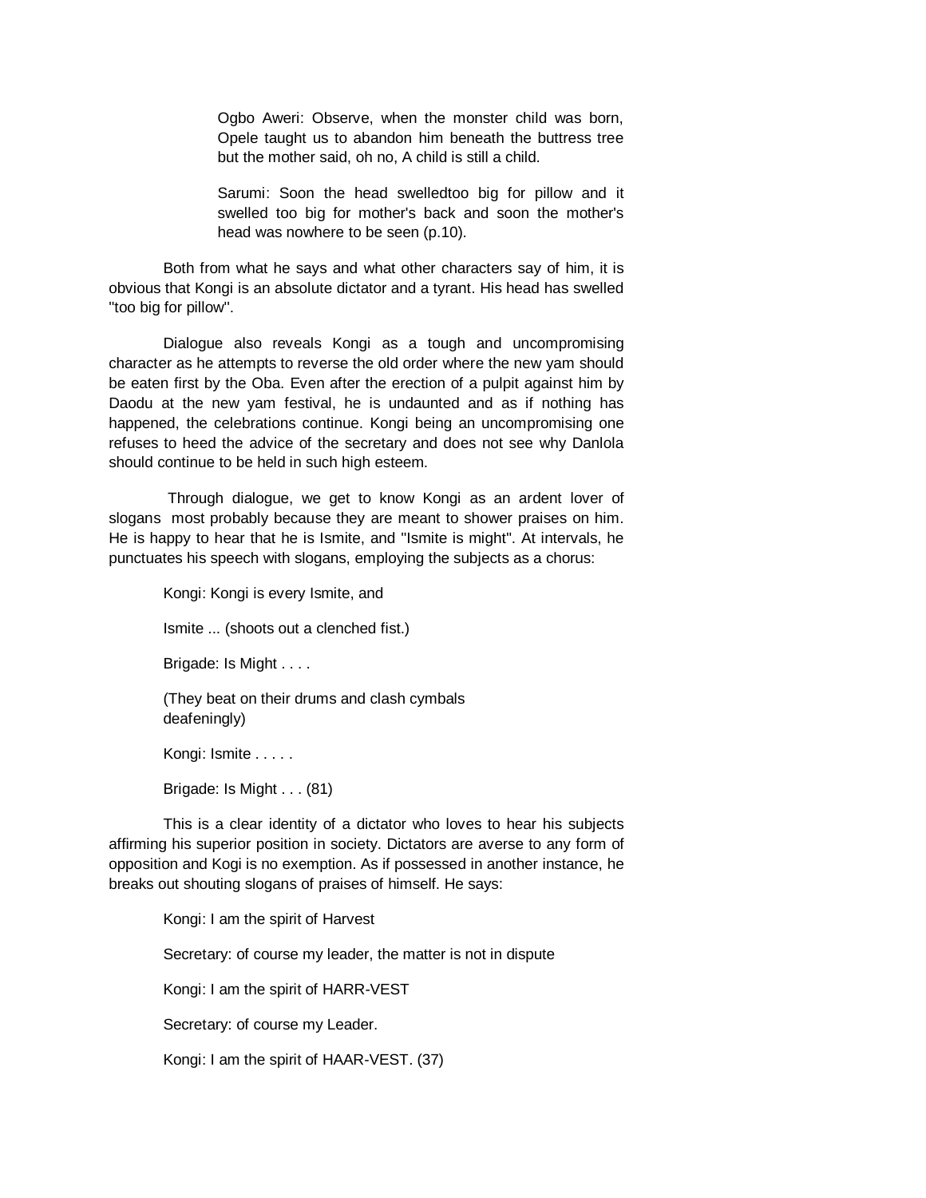> Ogbo Aweri: Observe, when the monster child was born, Opele taught us to abandon him beneath the buttress tree but the mother said, oh no, A child is still a child.
>
> Sarumi: Soon the head swelledtoo big for pillow and it swelled too big for mother's back and soon the mother's head was nowhere to be seen (p.10).

Both from what he says and what other characters say of him, it is obvious that Kongi is an absolute dictator and a tyrant. His head has swelled "too big for pillow".

Dialogue also reveals Kongi as a tough and uncompromising character as he attempts to reverse the old order where the new yam should be eaten first by the Oba. Even after the erection of a pulpit against him by Daodu at the new yam festival, he is undaunted and as if nothing has happened, the celebrations continue. Kongi being an uncompromising one refuses to heed the advice of the secretary and does not see why Danlola should continue to be held in such high esteem.

Through dialogue, we get to know Kongi as an ardent lover of slogans most probably because they are meant to shower praises on him. He is happy to hear that he is Ismite, and "Ismite is might". At intervals, he punctuates his speech with slogans, employing the subjects as a chorus:

> Kongi: Kongi is every Ismite, and
>
> Ismite ... (shoots out a clenched fist.)
>
> Brigade: Is Might . . . .
>
> (They beat on their drums and clash cymbals deafeningly)
>
> Kongi: Ismite . . . . .
>
> Brigade: Is Might . . . (81)

This is a clear identity of a dictator who loves to hear his subjects affirming his superior position in society. Dictators are averse to any form of opposition and Kogi is no exemption. As if possessed in another instance, he breaks out shouting slogans of praises of himself. He says:

> Kongi: I am the spirit of Harvest
>
> Secretary: of course my leader, the matter is not in dispute
>
> Kongi: I am the spirit of HARR-VEST
>
> Secretary: of course my Leader.
>
> Kongi: I am the spirit of HAAR-VEST. (37)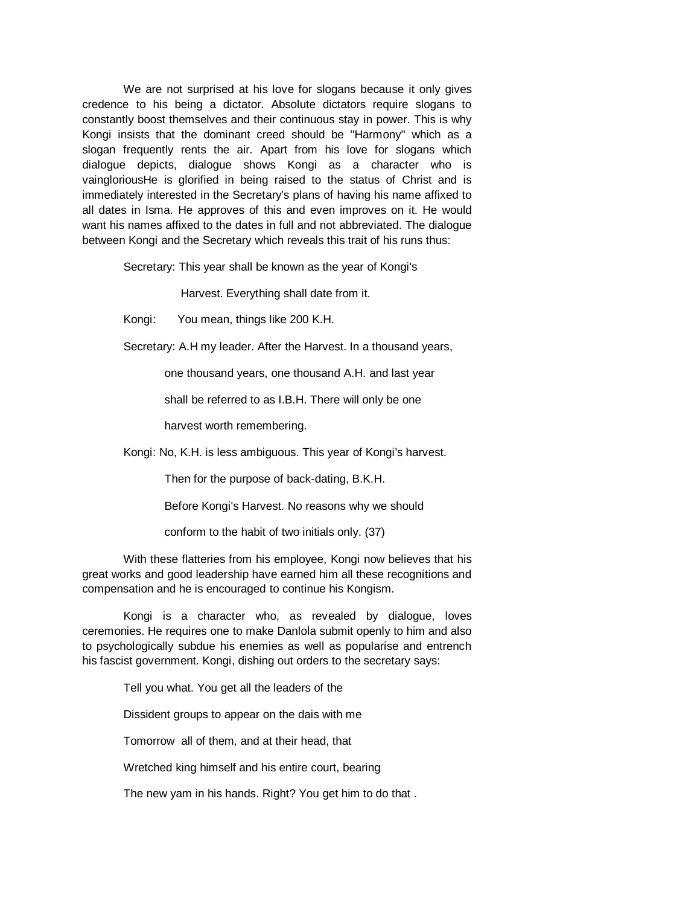We are not surprised at his love for slogans because it only gives credence to his being a dictator. Absolute dictators require slogans to constantly boost themselves and their continuous stay in power. This is why Kongi insists that the dominant creed should be "Harmony" which as a slogan frequently rents the air. Apart from his love for slogans which dialogue depicts, dialogue shows Kongi as a character who is vaingloriousHe is glorified in being raised to the status of Christ and is immediately interested in the Secretary's plans of having his name affixed to all dates in Isma. He approves of this and even improves on it. He would want his names affixed to the dates in full and not abbreviated. The dialogue between Kongi and the Secretary which reveals this trait of his runs thus:

> Secretary: This year shall be known as the year of Kongi's
>
> Harvest. Everything shall date from it.
>
> Kongi: You mean, things like 200 K.H.
>
> Secretary: A.H my leader. After the Harvest. In a thousand years,
>
> one thousand years, one thousand A.H. and last year
>
> shall be referred to as I.B.H. There will only be one
>
> harvest worth remembering.
>
> Kongi: No, K.H. is less ambiguous. This year of Kongi's harvest.
>
> Then for the purpose of back-dating, B.K.H.
>
> Before Kongi's Harvest. No reasons why we should
>
> conform to the habit of two initials only. (37)

With these flatteries from his employee, Kongi now believes that his great works and good leadership have earned him all these recognitions and compensation and he is encouraged to continue his Kongism.

Kongi is a character who, as revealed by dialogue, loves ceremonies. He requires one to make Danlola submit openly to him and also to psychologically subdue his enemies as well as popularise and entrench his fascist government. Kongi, dishing out orders to the secretary says:

> Tell you what. You get all the leaders of the
>
> Dissident groups to appear on the dais with me
>
> Tomorrow all of them, and at their head, that
>
> Wretched king himself and his entire court, bearing
>
> The new yam in his hands. Right? You get him to do that .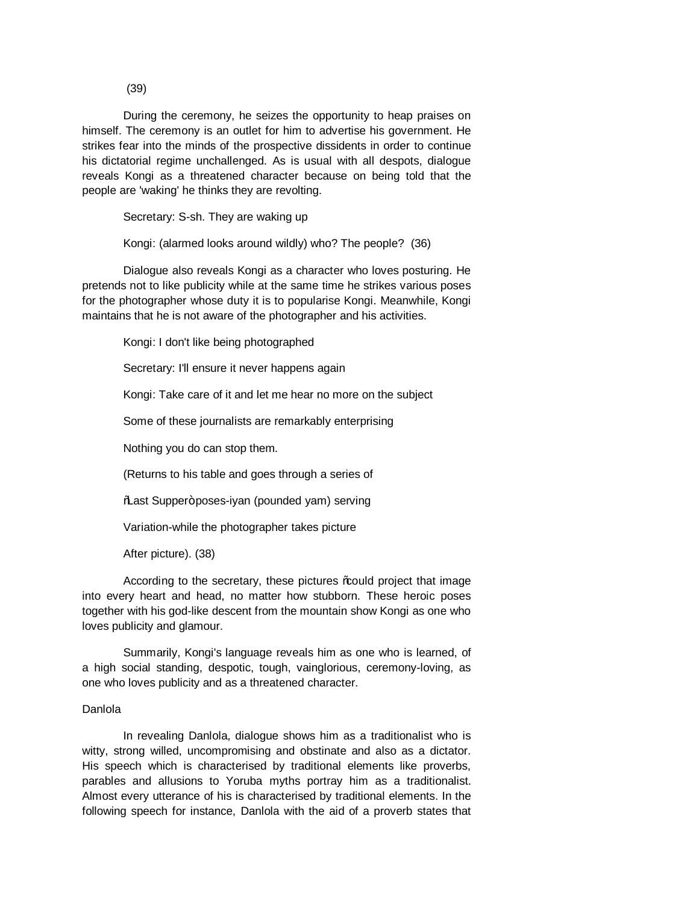(39)

During the ceremony, he seizes the opportunity to heap praises on himself. The ceremony is an outlet for him to advertise his government. He strikes fear into the minds of the prospective dissidents in order to continue his dictatorial regime unchallenged. As is usual with all despots, dialogue reveals Kongi as a threatened character because on being told that the people are 'waking' he thinks they are revolting.

Secretary: S-sh. They are waking up

Kongi: (alarmed looks around wildly) who? The people? (36)

Dialogue also reveals Kongi as a character who loves posturing. He pretends not to like publicity while at the same time he strikes various poses for the photographer whose duty it is to popularise Kongi. Meanwhile, Kongi maintains that he is not aware of the photographer and his activities.

Kongi: I don't like being photographed

Secretary: I'll ensure it never happens again

Kongi: Take care of it and let me hear no more on the subject

Some of these journalists are remarkably enterprising

Nothing you do can stop them.

(Returns to his table and goes through a series of

ñLast Supperò poses-iyan (pounded yam) serving

Variation-while the photographer takes picture

After picture). (38)

According to the secretary, these pictures ñcould project that image into every heart and head, no matter how stubborn. These heroic poses together with his god-like descent from the mountain show Kongi as one who loves publicity and glamour.

Summarily, Kongi's language reveals him as one who is learned, of a high social standing, despotic, tough, vainglorious, ceremony-loving, as one who loves publicity and as a threatened character.

Danlola

In revealing Danlola, dialogue shows him as a traditionalist who is witty, strong willed, uncompromising and obstinate and also as a dictator. His speech which is characterised by traditional elements like proverbs, parables and allusions to Yoruba myths portray him as a traditionalist. Almost every utterance of his is characterised by traditional elements. In the following speech for instance, Danlola with the aid of a proverb states that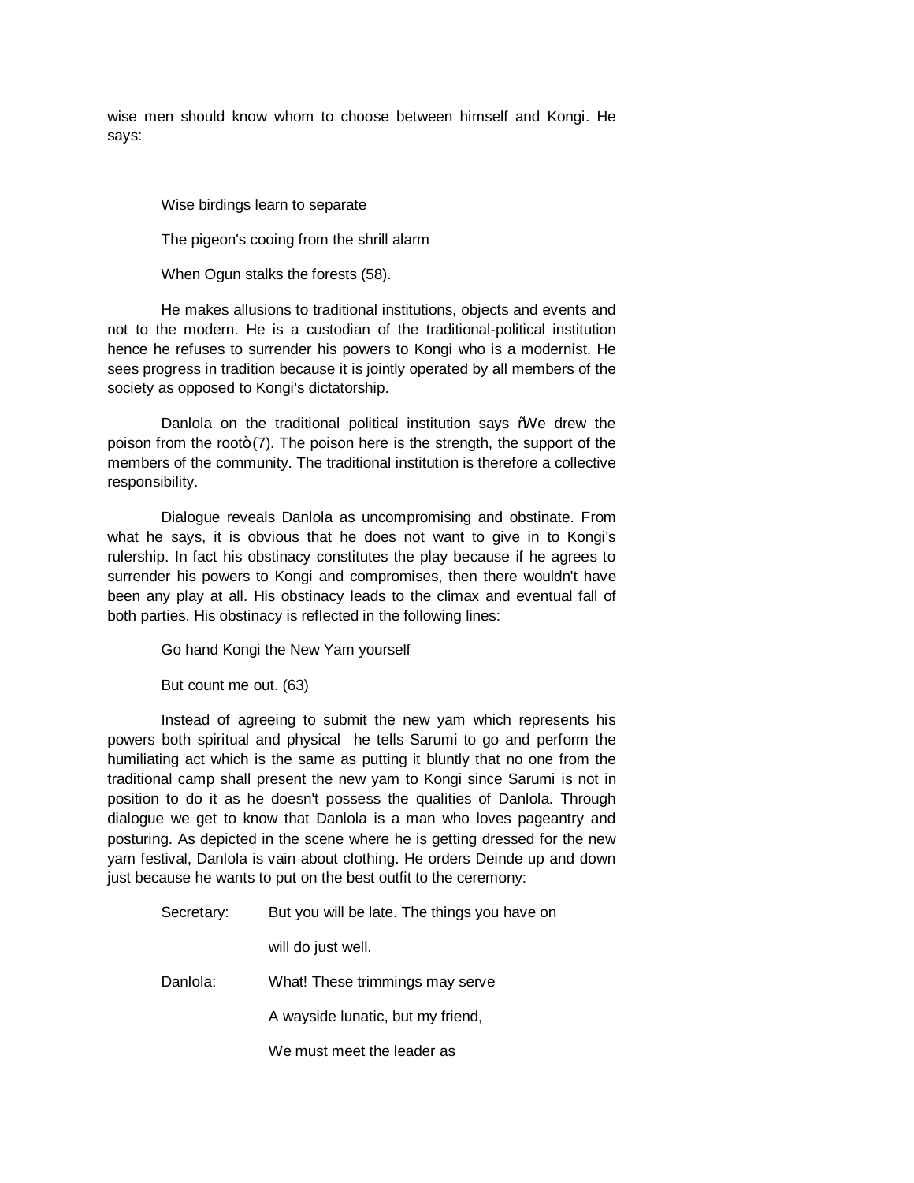wise men should know whom to choose between himself and Kongi. He says:

> Wise birdings learn to separate
>
> The pigeon's cooing from the shrill alarm
>
> When Ogun stalks the forests (58).

He makes allusions to traditional institutions, objects and events and not to the modern. He is a custodian of the traditional-political institution hence he refuses to surrender his powers to Kongi who is a modernist. He sees progress in tradition because it is jointly operated by all members of the society as opposed to Kongi's dictatorship.

Danlola on the traditional political institution says "We drew the poison from the root" (7). The poison here is the strength, the support of the members of the community. The traditional institution is therefore a collective responsibility.

Dialogue reveals Danlola as uncompromising and obstinate. From what he says, it is obvious that he does not want to give in to Kongi's rulership. In fact his obstinacy constitutes the play because if he agrees to surrender his powers to Kongi and compromises, then there wouldn't have been any play at all. His obstinacy leads to the climax and eventual fall of both parties. His obstinacy is reflected in the following lines:

> Go hand Kongi the New Yam yourself
>
> But count me out. (63)

Instead of agreeing to submit the new yam which represents his powers both spiritual and physical he tells Sarumi to go and perform the humiliating act which is the same as putting it bluntly that no one from the traditional camp shall present the new yam to Kongi since Sarumi is not in position to do it as he doesn't possess the qualities of Danlola. Through dialogue we get to know that Danlola is a man who loves pageantry and posturing. As depicted in the scene where he is getting dressed for the new yam festival, Danlola is vain about clothing. He orders Deinde up and down just because he wants to put on the best outfit to the ceremony:

> Secretary: But you will be late. The things you have on
>
> will do just well.
>
> Danlola: What! These trimmings may serve
>
> A wayside lunatic, but my friend,
>
> We must meet the leader as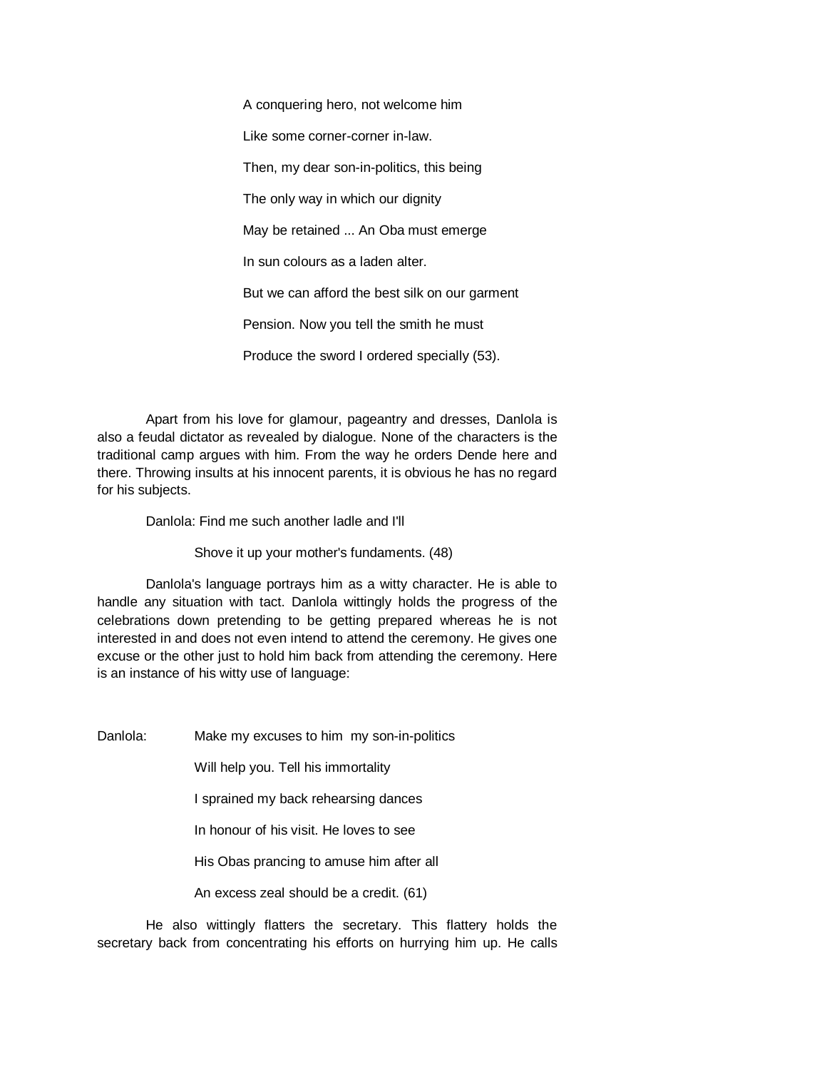A conquering hero, not welcome him

Like some corner-corner in-law.

Then, my dear son-in-politics, this being

The only way in which our dignity

May be retained ... An Oba must emerge

In sun colours as a laden alter.

But we can afford the best silk on our garment

Pension. Now you tell the smith he must

Produce the sword I ordered specially (53).

Apart from his love for glamour, pageantry and dresses, Danlola is also a feudal dictator as revealed by dialogue. None of the characters is the traditional camp argues with him. From the way he orders Dende here and there. Throwing insults at his innocent parents, it is obvious he has no regard for his subjects.

Danlola: Find me such another ladle and I'll

Shove it up your mother's fundaments. (48)

Danlola's language portrays him as a witty character. He is able to handle any situation with tact. Danlola wittingly holds the progress of the celebrations down pretending to be getting prepared whereas he is not interested in and does not even intend to attend the ceremony. He gives one excuse or the other just to hold him back from attending the ceremony. Here is an instance of his witty use of language:

Danlola: Make my excuses to him my son-in-politics

Will help you. Tell his immortality

I sprained my back rehearsing dances

In honour of his visit. He loves to see

His Obas prancing to amuse him after all

An excess zeal should be a credit. (61)

He also wittingly flatters the secretary. This flattery holds the secretary back from concentrating his efforts on hurrying him up. He calls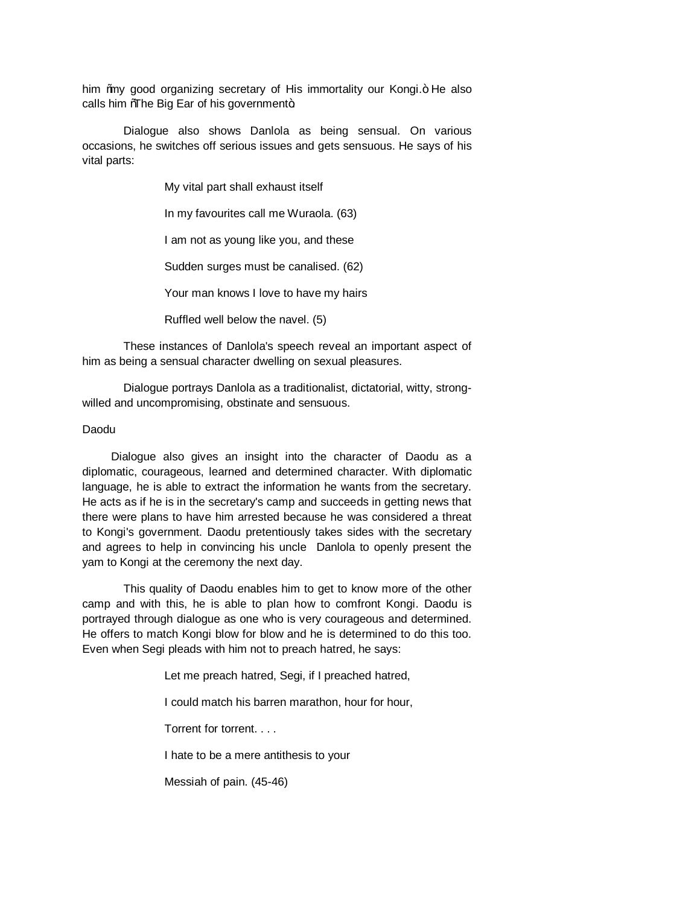him "my good organizing secretary of His immortality our Kongi." He also calls him "The Big Ear of his government".

Dialogue also shows Danlola as being sensual. On various occasions, he switches off serious issues and gets sensuous. He says of his vital parts:

> My vital part shall exhaust itself
>
> In my favourites call me Wuraola. (63)
>
> I am not as young like you, and these
>
> Sudden surges must be canalised. (62)
>
> Your man knows I love to have my hairs
>
> Ruffled well below the navel. (5)

These instances of Danlola's speech reveal an important aspect of him as being a sensual character dwelling on sexual pleasures.

Dialogue portrays Danlola as a traditionalist, dictatorial, witty, strong-willed and uncompromising, obstinate and sensuous.

Daodu

Dialogue also gives an insight into the character of Daodu as a diplomatic, courageous, learned and determined character. With diplomatic language, he is able to extract the information he wants from the secretary. He acts as if he is in the secretary's camp and succeeds in getting news that there were plans to have him arrested because he was considered a threat to Kongi's government. Daodu pretentiously takes sides with the secretary and agrees to help in convincing his uncle Danlola to openly present the yam to Kongi at the ceremony the next day.

This quality of Daodu enables him to get to know more of the other camp and with this, he is able to plan how to comfront Kongi. Daodu is portrayed through dialogue as one who is very courageous and determined. He offers to match Kongi blow for blow and he is determined to do this too. Even when Segi pleads with him not to preach hatred, he says:

> Let me preach hatred, Segi, if I preached hatred,
>
> I could match his barren marathon, hour for hour,
>
> Torrent for torrent. . . .
>
> I hate to be a mere antithesis to your
>
> Messiah of pain. (45-46)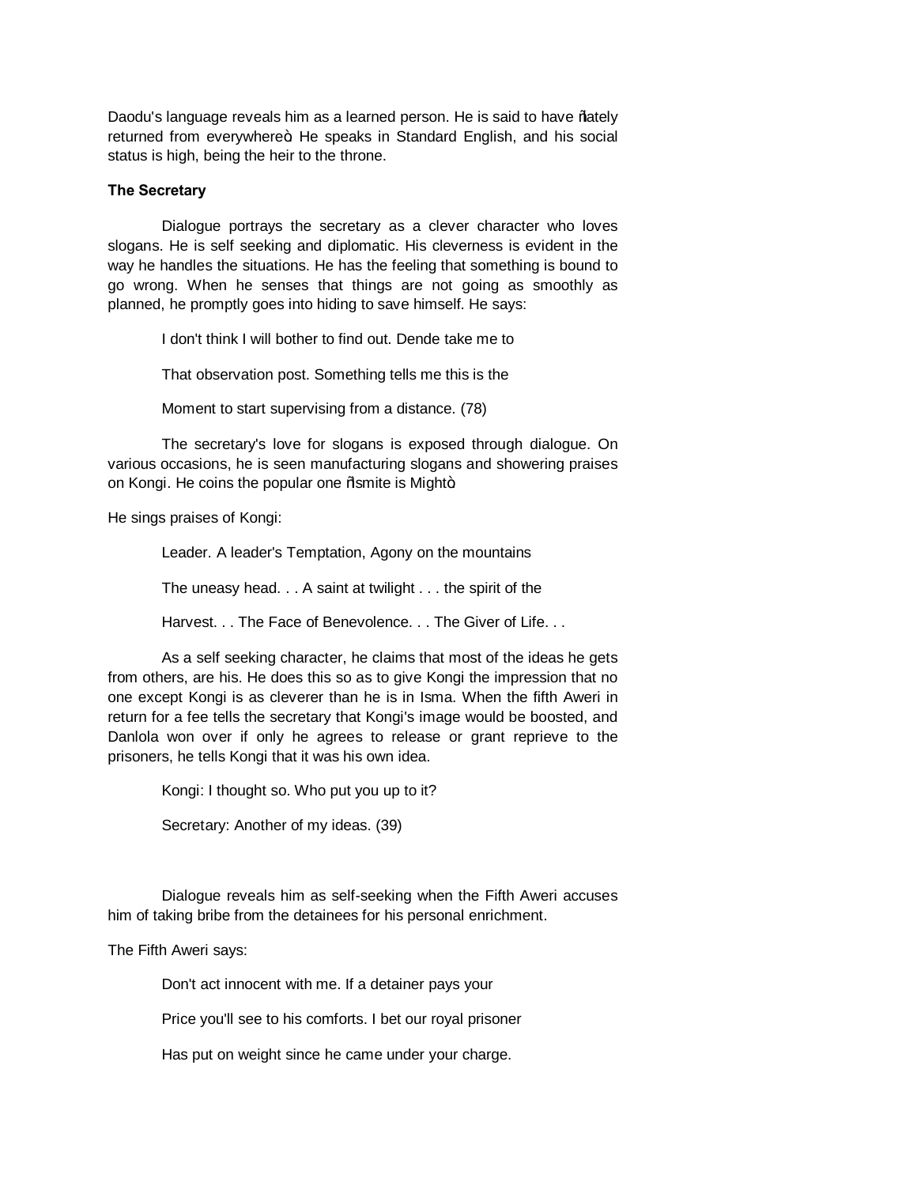Daodu's language reveals him as a learned person. He is said to have "lately returned from everywhere". He speaks in Standard English, and his social status is high, being the heir to the throne.

**The Secretary**

Dialogue portrays the secretary as a clever character who loves slogans. He is self seeking and diplomatic. His cleverness is evident in the way he handles the situations. He has the feeling that something is bound to go wrong. When he senses that things are not going as smoothly as planned, he promptly goes into hiding to save himself. He says:

> I don't think I will bother to find out. Dende take me to
>
> That observation post. Something tells me this is the
>
> Moment to start supervising from a distance. (78)

The secretary's love for slogans is exposed through dialogue. On various occasions, he is seen manufacturing slogans and showering praises on Kongi. He coins the popular one "Ismite is Might"

He sings praises of Kongi:

> Leader. A leader's Temptation, Agony on the mountains
>
> The uneasy head. . . A saint at twilight . . . the spirit of the
>
> Harvest. . . The Face of Benevolence. . . The Giver of Life. . .

As a self seeking character, he claims that most of the ideas he gets from others, are his. He does this so as to give Kongi the impression that no one except Kongi is as cleverer than he is in Isma. When the fifth Aweri in return for a fee tells the secretary that Kongi's image would be boosted, and Danlola won over if only he agrees to release or grant reprieve to the prisoners, he tells Kongi that it was his own idea.

> Kongi: I thought so. Who put you up to it?
>
> Secretary: Another of my ideas. (39)

Dialogue reveals him as self-seeking when the Fifth Aweri accuses him of taking bribe from the detainees for his personal enrichment.

The Fifth Aweri says:

> Don't act innocent with me. If a detainer pays your
>
> Price you'll see to his comforts. I bet our royal prisoner
>
> Has put on weight since he came under your charge.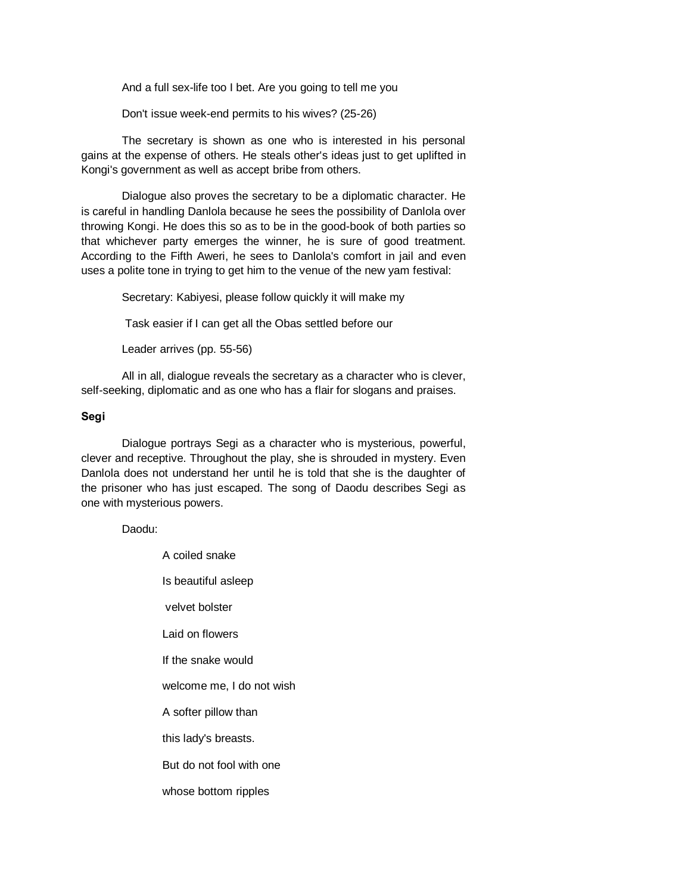And a full sex-life too I bet. Are you going to tell me you

Don't issue week-end permits to his wives? (25-26)

The secretary is shown as one who is interested in his personal gains at the expense of others. He steals other's ideas just to get uplifted in Kongi's government as well as accept bribe from others.

Dialogue also proves the secretary to be a diplomatic character. He is careful in handling Danlola because he sees the possibility of Danlola over throwing Kongi. He does this so as to be in the good-book of both parties so that whichever party emerges the winner, he is sure of good treatment. According to the Fifth Aweri, he sees to Danlola's comfort in jail and even uses a polite tone in trying to get him to the venue of the new yam festival:

Secretary: Kabiyesi, please follow quickly it will make my

Task easier if I can get all the Obas settled before our

Leader arrives (pp. 55-56)

All in all, dialogue reveals the secretary as a character who is clever, self-seeking, diplomatic and as one who has a flair for slogans and praises.

**Segi**

Dialogue portrays Segi as a character who is mysterious, powerful, clever and receptive. Throughout the play, she is shrouded in mystery. Even Danlola does not understand her until he is told that she is the daughter of the prisoner who has just escaped. The song of Daodu describes Segi as one with mysterious powers.

Daodu:

A coiled snake

Is beautiful asleep

velvet bolster

Laid on flowers

If the snake would

welcome me, I do not wish

A softer pillow than

this lady's breasts.

But do not fool with one

whose bottom ripples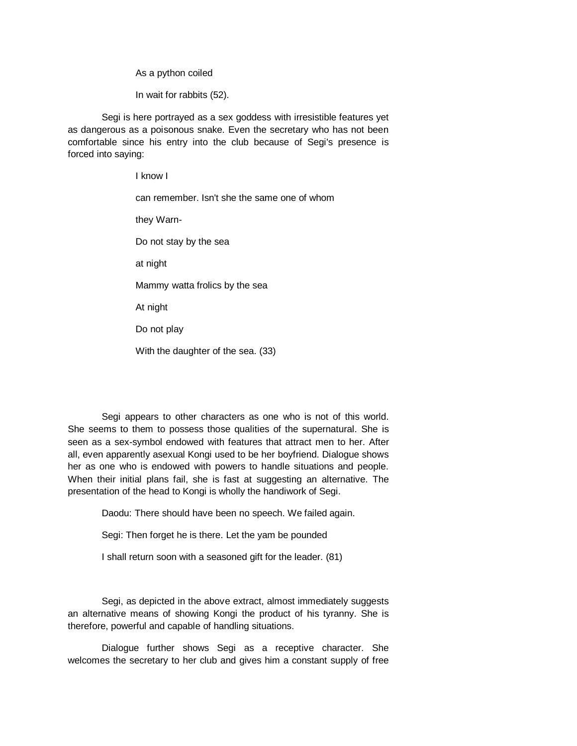As a python coiled

In wait for rabbits (52).

Segi is here portrayed as a sex goddess with irresistible features yet as dangerous as a poisonous snake. Even the secretary who has not been comfortable since his entry into the club because of Segi's presence is forced into saying:

I know I

can remember. Isn't she the same one of whom

they Warn-

Do not stay by the sea

at night

Mammy watta frolics by the sea

At night

Do not play

With the daughter of the sea. (33)

Segi appears to other characters as one who is not of this world. She seems to them to possess those qualities of the supernatural. She is seen as a sex-symbol endowed with features that attract men to her. After all, even apparently asexual Kongi used to be her boyfriend. Dialogue shows her as one who is endowed with powers to handle situations and people. When their initial plans fail, she is fast at suggesting an alternative. The presentation of the head to Kongi is wholly the handiwork of Segi.

Daodu: There should have been no speech. We failed again.

Segi: Then forget he is there. Let the yam be pounded

I shall return soon with a seasoned gift for the leader. (81)

Segi, as depicted in the above extract, almost immediately suggests an alternative means of showing Kongi the product of his tyranny. She is therefore, powerful and capable of handling situations.

Dialogue further shows Segi as a receptive character. She welcomes the secretary to her club and gives him a constant supply of free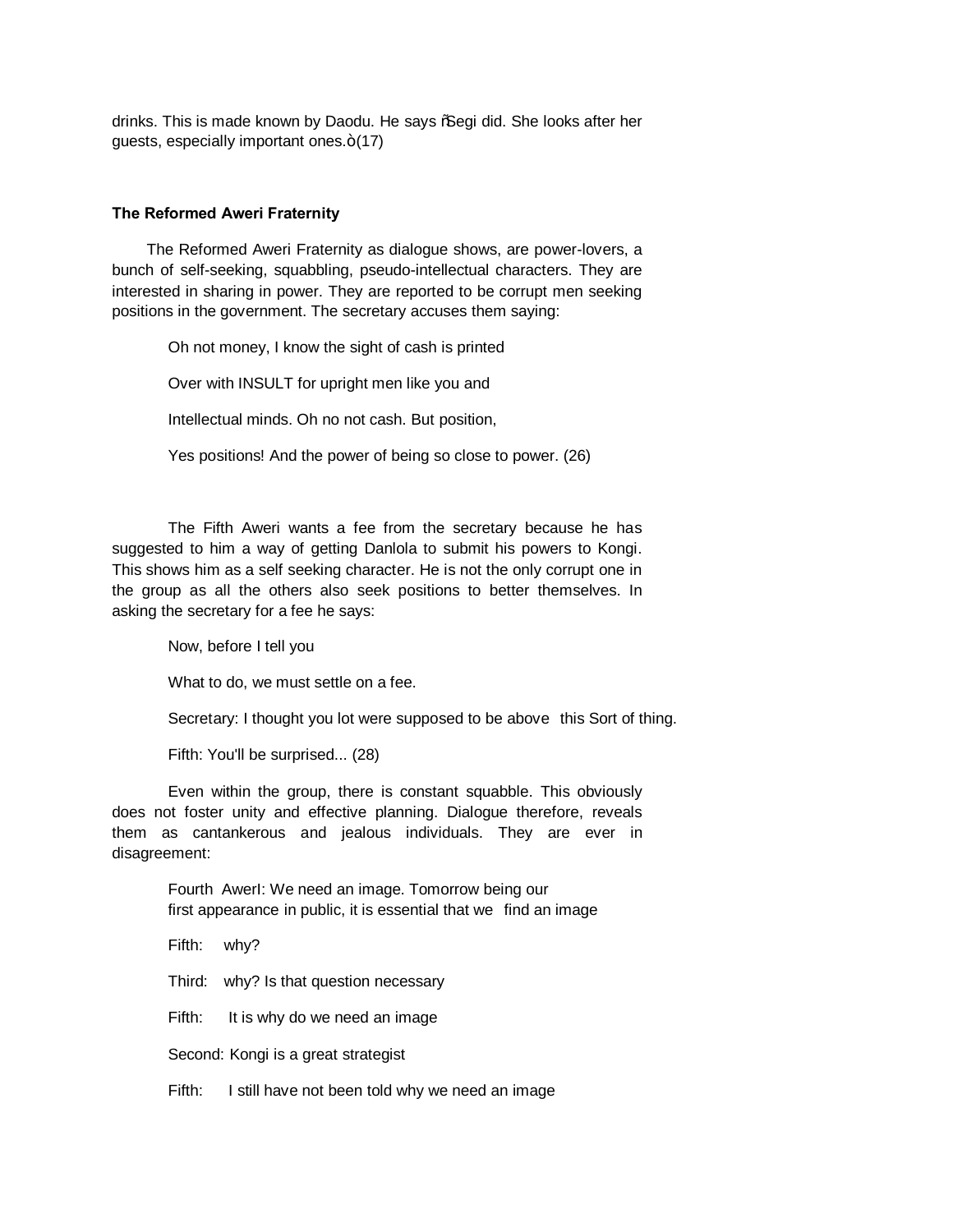drinks. This is made known by Daodu. He says "Segi did. She looks after her guests, especially important ones."(17)

### The Reformed Aweri Fraternity

The Reformed Aweri Fraternity as dialogue shows, are power-lovers, a bunch of self-seeking, squabbling, pseudo-intellectual characters. They are interested in sharing in power. They are reported to be corrupt men seeking positions in the government. The secretary accuses them saying:

> Oh not money, I know the sight of cash is printed
>
> Over with INSULT for upright men like you and
>
> Intellectual minds. Oh no not cash. But position,
>
> Yes positions! And the power of being so close to power. (26)

The Fifth Aweri wants a fee from the secretary because he has suggested to him a way of getting Danlola to submit his powers to Kongi. This shows him as a self seeking character. He is not the only corrupt one in the group as all the others also seek positions to better themselves. In asking the secretary for a fee he says:

> Now, before I tell you
>
> What to do, we must settle on a fee.
>
> Secretary: I thought you lot were supposed to be above this Sort of thing.
>
> Fifth: You'll be surprised... (28)

Even within the group, there is constant squabble. This obviously does not foster unity and effective planning. Dialogue therefore, reveals them as cantankerous and jealous individuals. They are ever in disagreement:

> Fourth AwerI: We need an image. Tomorrow being our first appearance in public, it is essential that we find an image
>
> Fifth: why?
>
> Third: why? Is that question necessary
>
> Fifth: It is why do we need an image
>
> Second: Kongi is a great strategist
>
> Fifth: I still have not been told why we need an image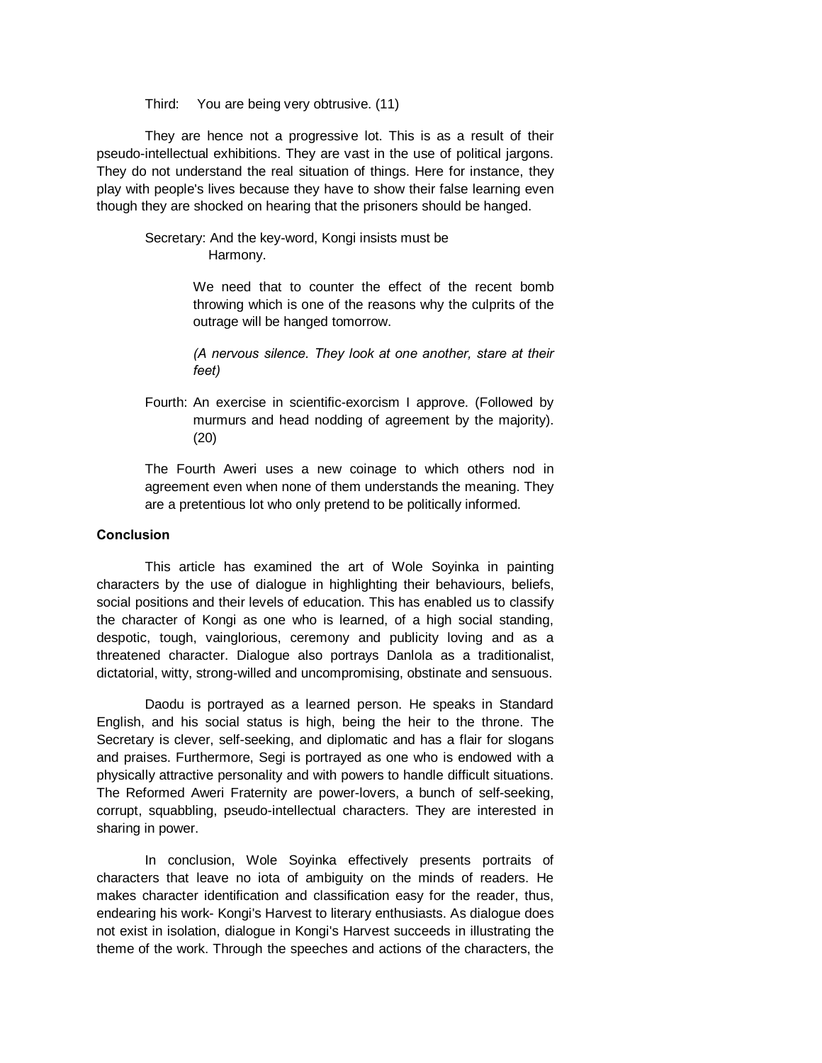Third: You are being very obtrusive. (11)

They are hence not a progressive lot. This is as a result of their pseudo-intellectual exhibitions. They are vast in the use of political jargons. They do not understand the real situation of things. Here for instance, they play with people's lives because they have to show their false learning even though they are shocked on hearing that the prisoners should be hanged.

Secretary: And the key-word, Kongi insists must be Harmony.

We need that to counter the effect of the recent bomb throwing which is one of the reasons why the culprits of the outrage will be hanged tomorrow.

*(A nervous silence. They look at one another, stare at their feet)*

Fourth: An exercise in scientific-exorcism I approve. (Followed by murmurs and head nodding of agreement by the majority). (20)

The Fourth Aweri uses a new coinage to which others nod in agreement even when none of them understands the meaning. They are a pretentious lot who only pretend to be politically informed.

**Conclusion**

This article has examined the art of Wole Soyinka in painting characters by the use of dialogue in highlighting their behaviours, beliefs, social positions and their levels of education. This has enabled us to classify the character of Kongi as one who is learned, of a high social standing, despotic, tough, vainglorious, ceremony and publicity loving and as a threatened character. Dialogue also portrays Danlola as a traditionalist, dictatorial, witty, strong-willed and uncompromising, obstinate and sensuous.

Daodu is portrayed as a learned person. He speaks in Standard English, and his social status is high, being the heir to the throne. The Secretary is clever, self-seeking, and diplomatic and has a flair for slogans and praises. Furthermore, Segi is portrayed as one who is endowed with a physically attractive personality and with powers to handle difficult situations. The Reformed Aweri Fraternity are power-lovers, a bunch of self-seeking, corrupt, squabbling, pseudo-intellectual characters. They are interested in sharing in power.

In conclusion, Wole Soyinka effectively presents portraits of characters that leave no iota of ambiguity on the minds of readers. He makes character identification and classification easy for the reader, thus, endearing his work- Kongi's Harvest to literary enthusiasts. As dialogue does not exist in isolation, dialogue in Kongi's Harvest succeeds in illustrating the theme of the work. Through the speeches and actions of the characters, the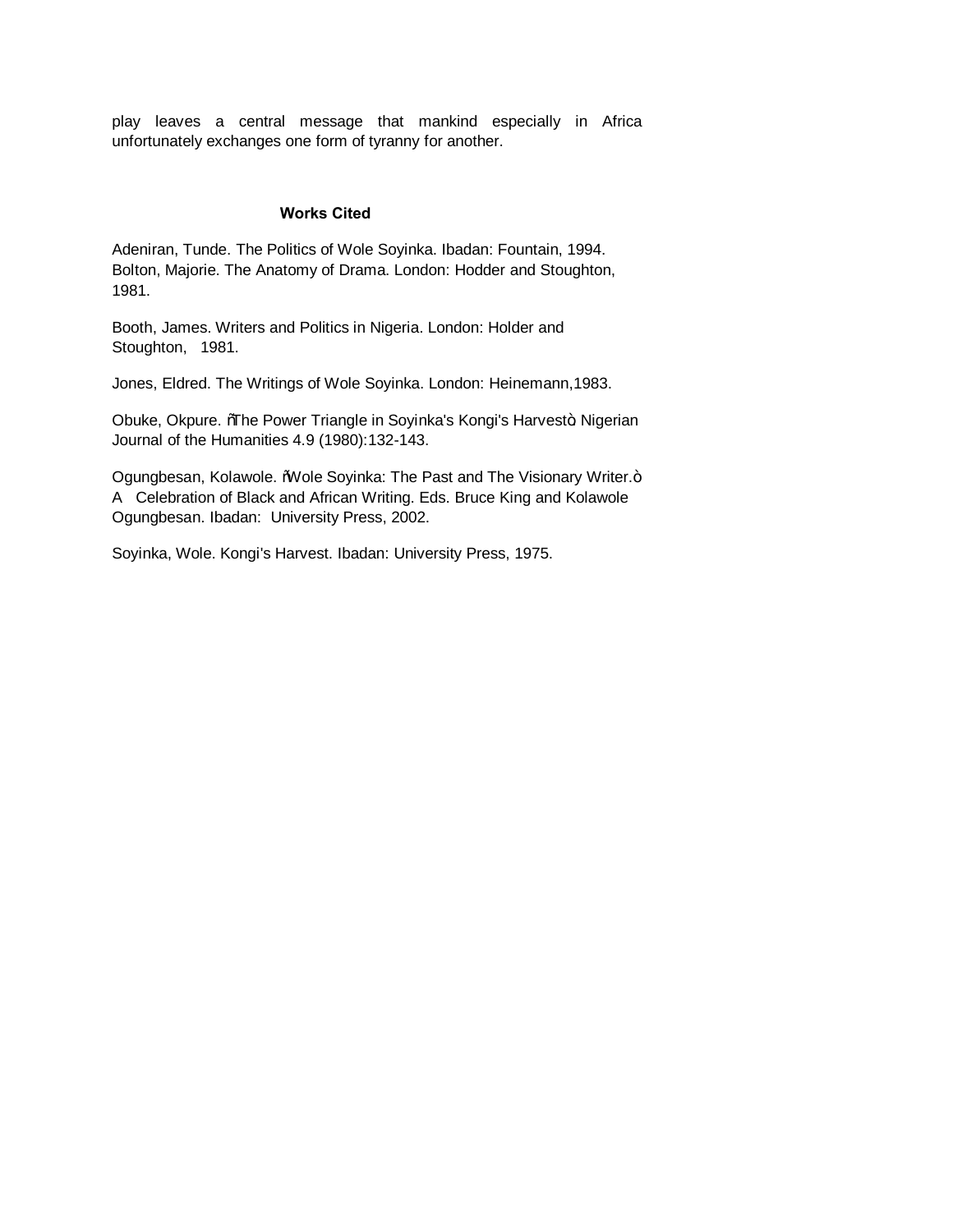play leaves a central message that mankind especially in Africa unfortunately exchanges one form of tyranny for another.

## Works Cited

Adeniran, Tunde. The Politics of Wole Soyinka. Ibadan: Fountain, 1994.
Bolton, Majorie. The Anatomy of Drama. London: Hodder and Stoughton, 1981.

Booth, James. Writers and Politics in Nigeria. London: Holder and Stoughton, 1981.

Jones, Eldred. The Writings of Wole Soyinka. London: Heinemann,1983.

Obuke, Okpure. ñThe Power Triangle in Soyinka's Kongi's Harvestò Nigerian Journal of the Humanities 4.9 (1980):132-143.

Ogungbesan, Kolawole. ñWole Soyinka: The Past and The Visionary Writer.ò A Celebration of Black and African Writing. Eds. Bruce King and Kolawole Ogungbesan. Ibadan: University Press, 2002.

Soyinka, Wole. Kongi's Harvest. Ibadan: University Press, 1975.